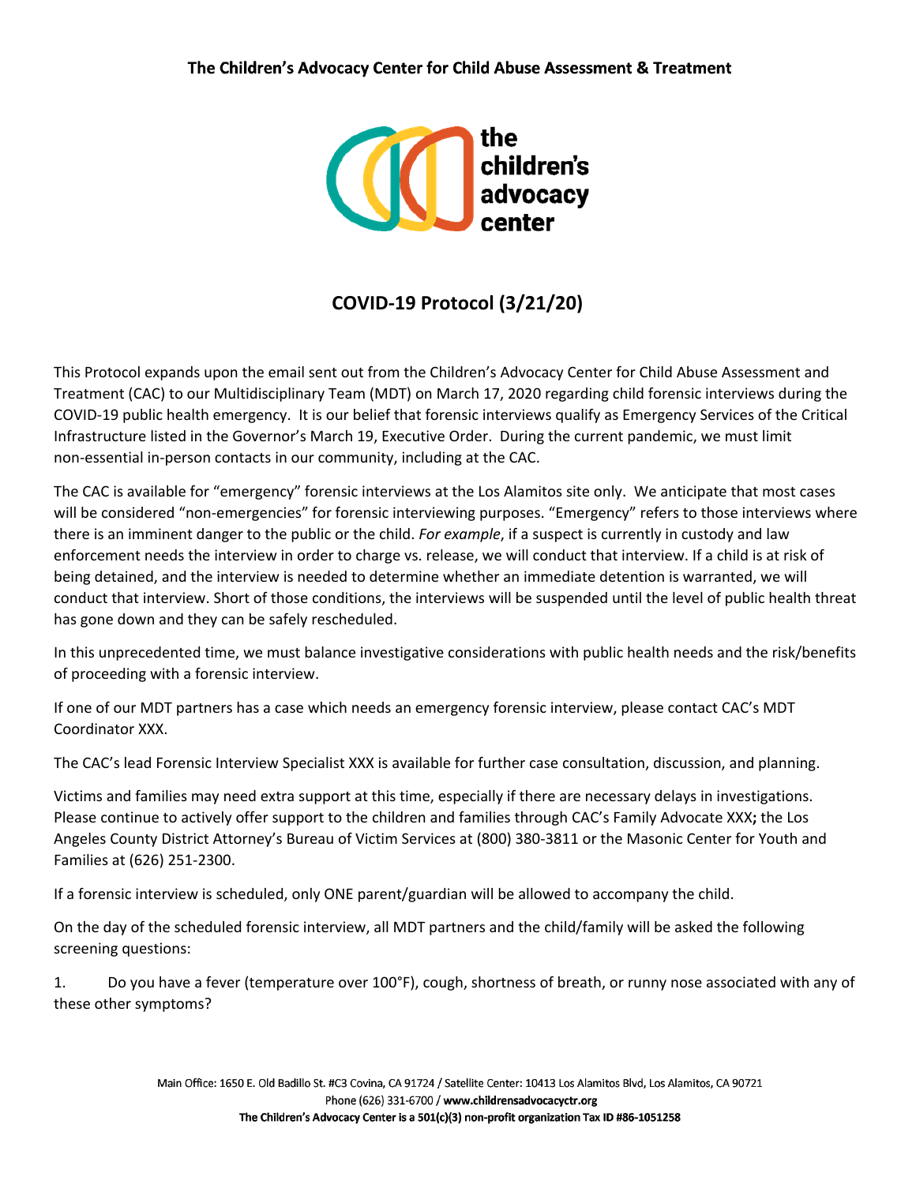**The Children's Advocacy Center for Child Abuse Assessment & Treatment**

the children's advocacy center

## COVID-19 Protocol (3/21/20)

This Protocol expands upon the email sent out from the Children's Advocacy Center for Child Abuse Assessment and Treatment (CAC) to our Multidisciplinary Team (MDT) on March 17, 2020 regarding child forensic interviews during the COVID-19 public health emergency. It is our belief that forensic interviews qualify as Emergency Services of the Critical Infrastructure listed in the Governor's March 19, Executive Order. During the current pandemic, we must limit non-essential in-person contacts in our community, including at the CAC.

The CAC is available for "emergency" forensic interviews at the Los Alamitos site only. We anticipate that most cases will be considered "non-emergencies" for forensic interviewing purposes. "Emergency" refers to those interviews where there is an imminent danger to the public or the child. *For example*, if a suspect is currently in custody and law enforcement needs the interview in order to charge vs. release, we will conduct that interview. If a child is at risk of being detained, and the interview is needed to determine whether an immediate detention is warranted, we will conduct that interview. Short of those conditions, the interviews will be suspended until the level of public health threat has gone down and they can be safely rescheduled.

In this unprecedented time, we must balance investigative considerations with public health needs and the risk/benefits of proceeding with a forensic interview.

If one of our MDT partners has a case which needs an emergency forensic interview, please contact CAC's MDT Coordinator XXX.

The CAC's lead Forensic Interview Specialist XXX is available for further case consultation, discussion, and planning.

Victims and families may need extra support at this time, especially if there are necessary delays in investigations. Please continue to actively offer support to the children and families through CAC's Family Advocate XXX**;** the Los Angeles County District Attorney's Bureau of Victim Services at (800) 380-3811 or the Masonic Center for Youth and Families at (626) 251-2300.

If a forensic interview is scheduled, only ONE parent/guardian will be allowed to accompany the child.

On the day of the scheduled forensic interview, all MDT partners and the child/family will be asked the following screening questions:

1. Do you have a fever (temperature over 100°F), cough, shortness of breath, or runny nose associated with any of these other symptoms?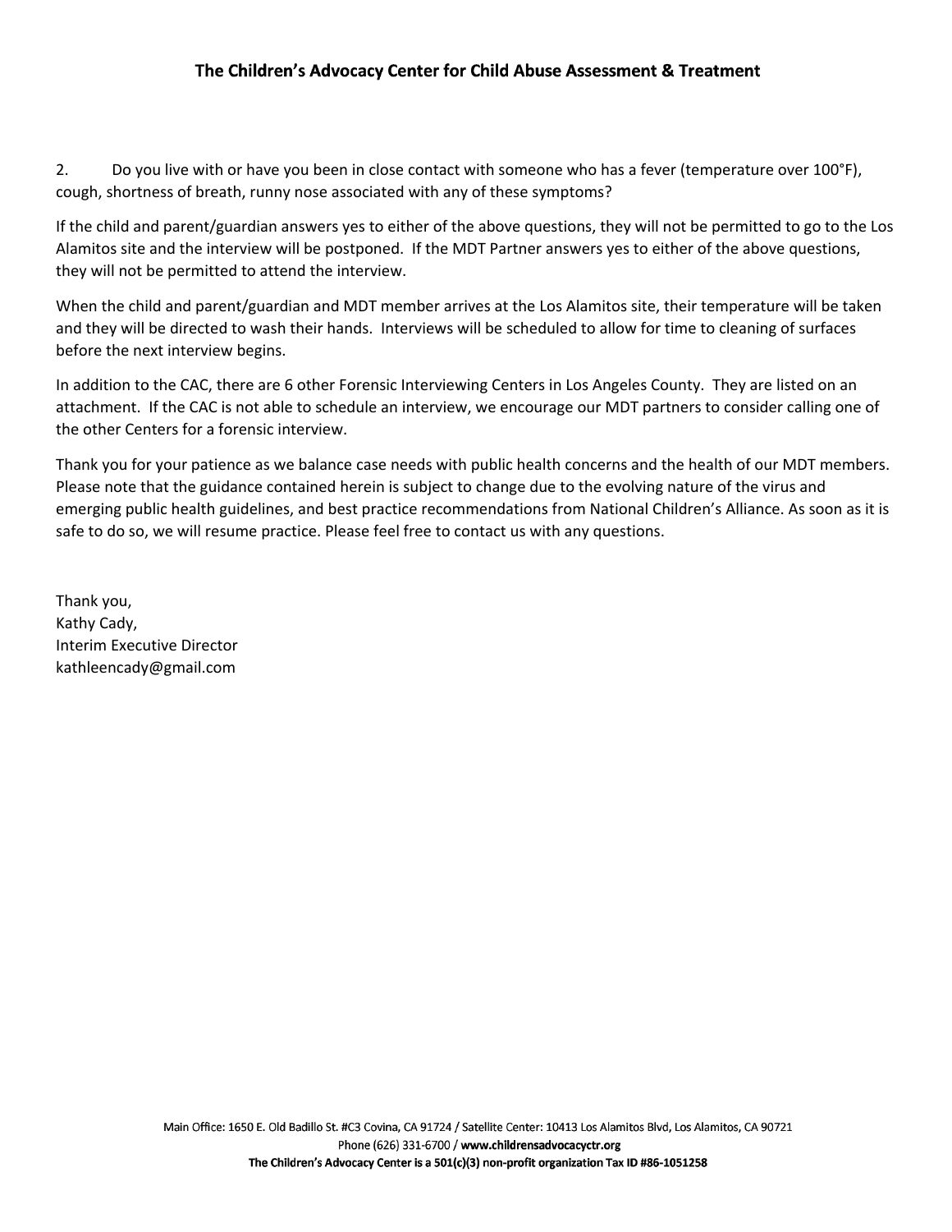2. Do you live with or have you been in close contact with someone who has a fever (temperature over 100°F), cough, shortness of breath, runny nose associated with any of these symptoms?

If the child and parent/guardian answers yes to either of the above questions, they will not be permitted to go to the Los Alamitos site and the interview will be postponed. If the MDT Partner answers yes to either of the above questions, they will not be permitted to attend the interview.

When the child and parent/guardian and MDT member arrives at the Los Alamitos site, their temperature will be taken and they will be directed to wash their hands. Interviews will be scheduled to allow for time to cleaning of surfaces before the next interview begins.

In addition to the CAC, there are 6 other Forensic Interviewing Centers in Los Angeles County. They are listed on an attachment. If the CAC is not able to schedule an interview, we encourage our MDT partners to consider calling one of the other Centers for a forensic interview.

Thank you for your patience as we balance case needs with public health concerns and the health of our MDT members. Please note that the guidance contained herein is subject to change due to the evolving nature of the virus and emerging public health guidelines, and best practice recommendations from National Children's Alliance. As soon as it is safe to do so, we will resume practice. Please feel free to contact us with any questions.

Thank you,
Kathy Cady,
Interim Executive Director
kathleencady@gmail.com